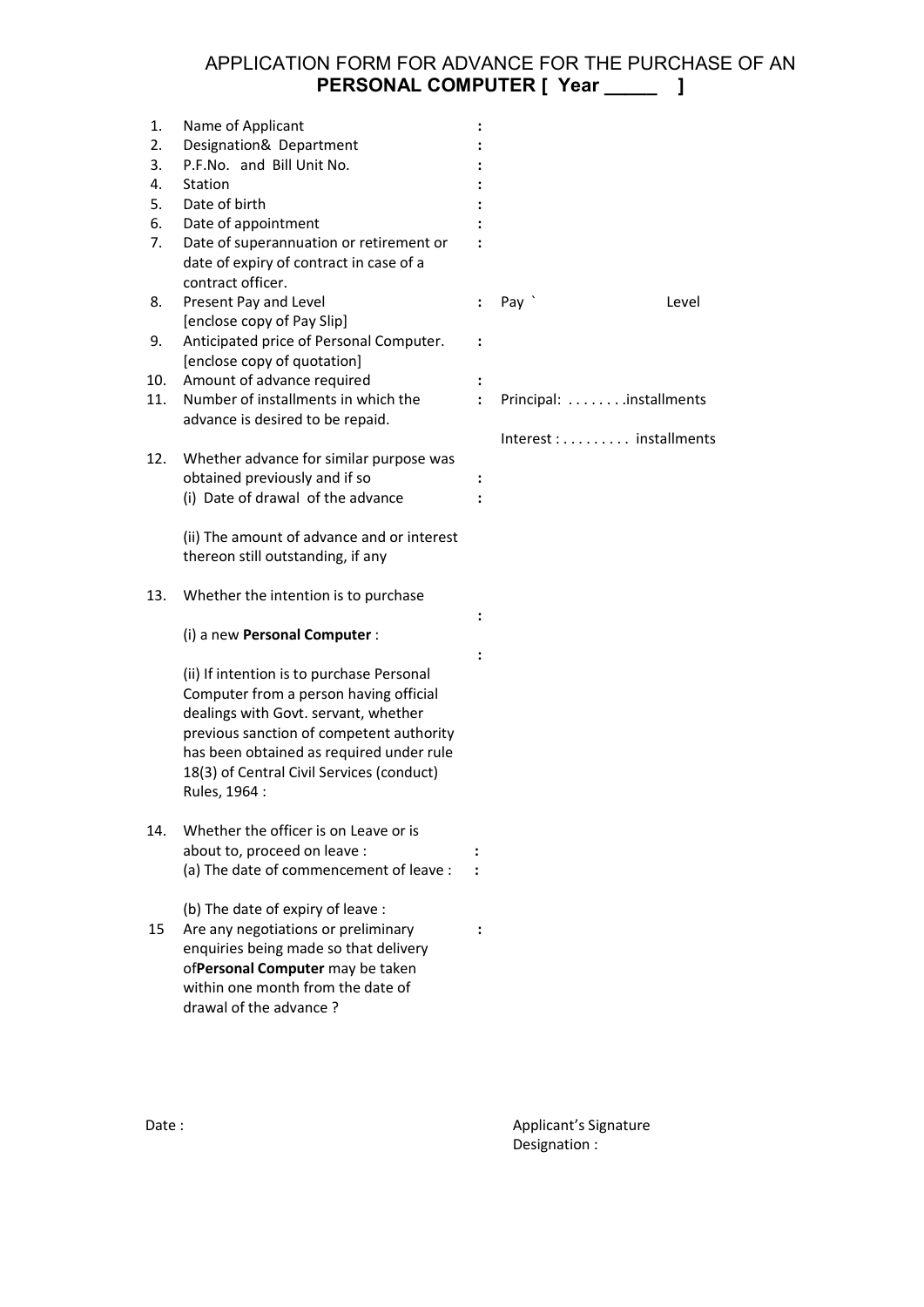# APPLICATION FORM FOR ADVANCE FOR THE PURCHASE OF AN **PERSONAL COMPUTER [ Year _____ ]**

1. Name of Applicant :
2. Designation& Department :
3. P.F.No. and Bill Unit No. :
4. Station :
5. Date of birth :
6. Date of appointment :
7. Date of superannuation or retirement or date of expiry of contract in case of a contract officer. :
8. Present Pay and Level [enclose copy of Pay Slip] : Pay ` Level
9. Anticipated price of Personal Computer. [enclose copy of quotation] :
10. Amount of advance required :
11. Number of installments in which the advance is desired to be repaid. : Principal: . . . . . . . .installments

    Interest : . . . . . . . . . installments
12. Whether advance for similar purpose was obtained previously and if so :

    (i) Date of drawal of the advance :

    (ii) The amount of advance and or interest thereon still outstanding, if any
13. Whether the intention is to purchase :

    (i) a new **Personal Computer** : :

    (ii) If intention is to purchase Personal Computer from a person having official dealings with Govt. servant, whether previous sanction of competent authority has been obtained as required under rule 18(3) of Central Civil Services (conduct) Rules, 1964 :
14. Whether the officer is on Leave or is about to, proceed on leave : :

    (a) The date of commencement of leave : :

    (b) The date of expiry of leave :
15. Are any negotiations or preliminary enquiries being made so that delivery of**Personal Computer** may be taken within one month from the date of drawal of the advance ? :

Date :

Applicant's Signature
Designation :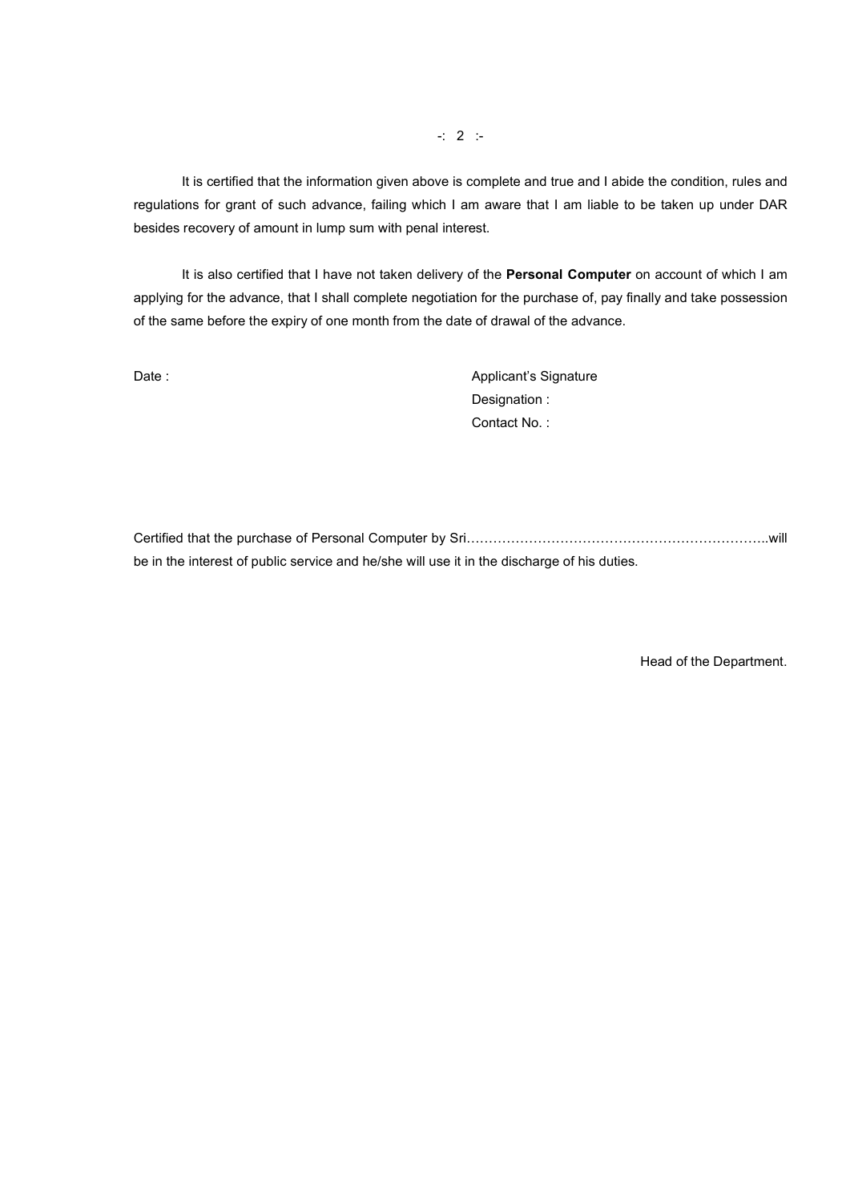It is certified that the information given above is complete and true and I abide the condition, rules and regulations for grant of such advance, failing which I am aware that I am liable to be taken up under DAR besides recovery of amount in lump sum with penal interest.

It is also certified that I have not taken delivery of the **Personal Computer** on account of which I am applying for the advance, that I shall complete negotiation for the purchase of, pay finally and take possession of the same before the expiry of one month from the date of drawal of the advance.

Date :

Applicant's Signature
Designation :
Contact No. :

Certified that the purchase of Personal Computer by Sri…………………………………………………………..will be in the interest of public service and he/she will use it in the discharge of his duties.

Head of the Department.